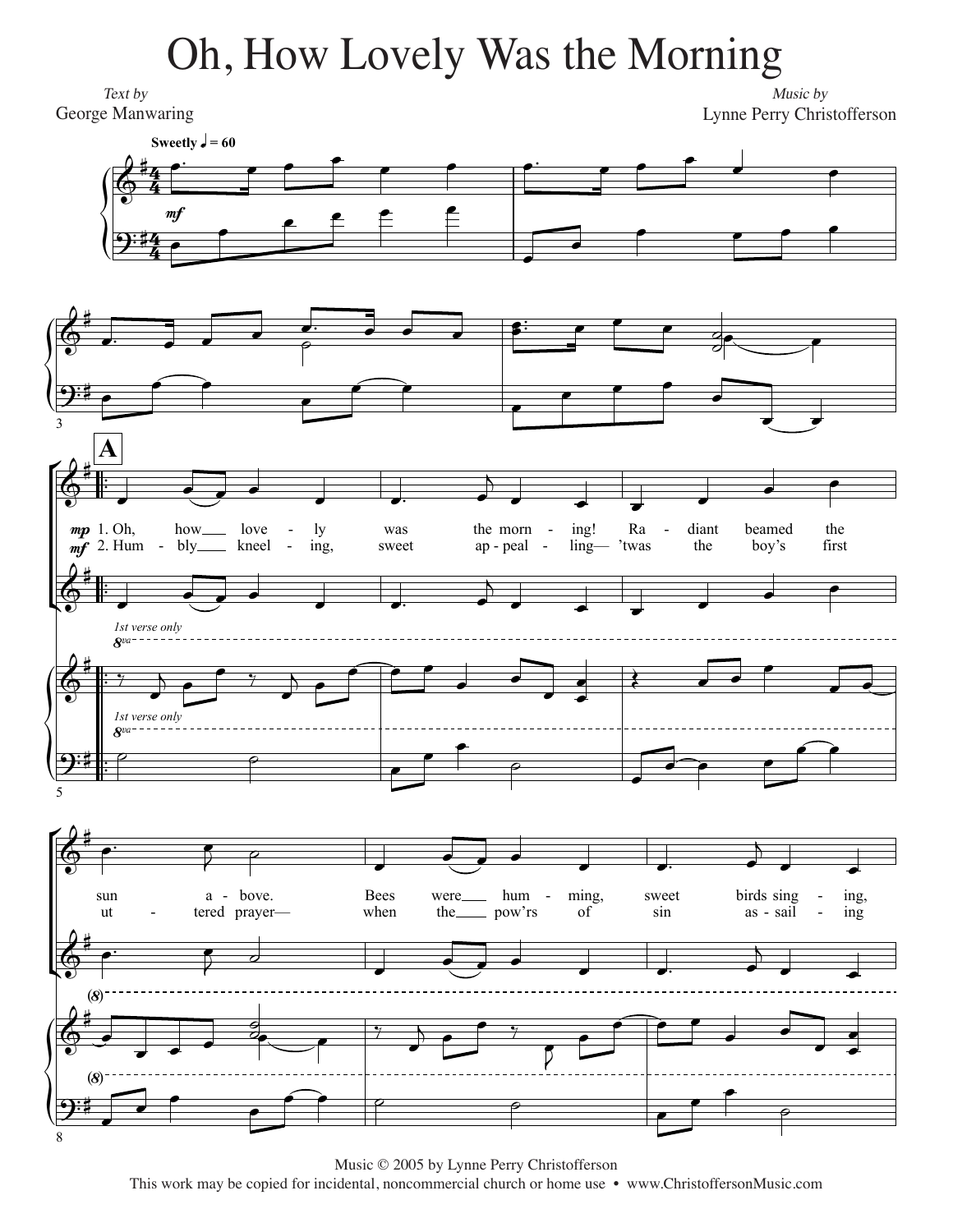# Oh, How Lovely Was the Morning

*Text by*
George Manwaring

*Music by*
Lynne Perry Christofferson

**Sweetly** ♩ = 60

**A**

1. Oh, how love - ly was the morn - ing! Ra - diant beamed the sun a - bove. Bees were hum - ming, sweet birds sing - ing,

2. Hum - bly kneel - ing, sweet ap - peal - ing— 'twas the boy's first ut - tered prayer— when the pow'rs of sin as - sail - ing

*1st verse only*

Music © 2005 by Lynne Perry Christofferson
This work may be copied for incidental, noncommercial church or home use • www.ChristoffersonMusic.com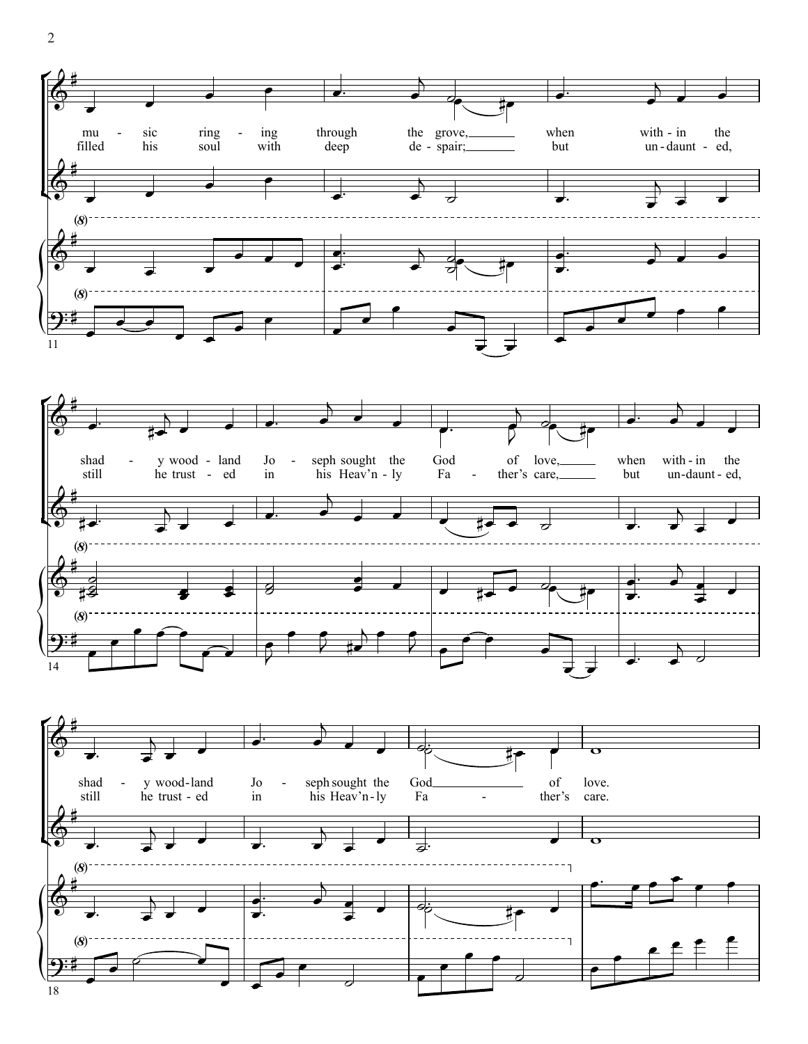mu - sic ring - ing through the grove, when with - in the
filled his soul with deep de - spair; but un - daunt - ed,

shad - y wood - land Jo - seph sought the God of love, when with - in the
still he trust - ed in his Heav'n - ly Fa - ther's care, but un - daunt - ed,

shad - y wood - land Jo - seph sought the God of love.
still he trust - ed in his Heav'n - ly Fa - ther's care.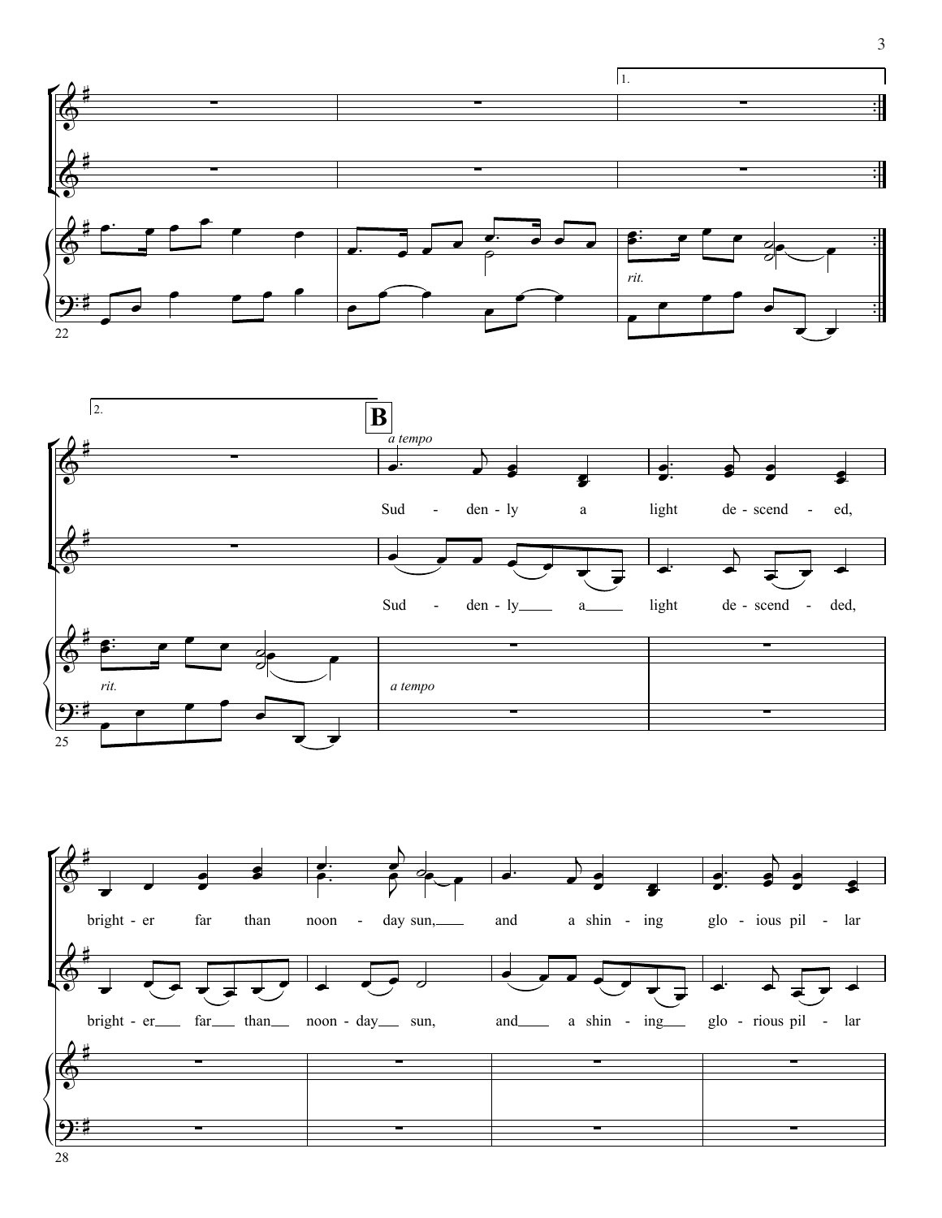1.

*rit.*

2.

**B**

*a tempo*

Sud - den - ly a light de - scend - ed,

Sud - den - ly a light de - scend - ded,

*rit.*

*a tempo*

bright - er far than noon - day sun, and a shin - ing glo - ious pil - lar

bright - er far than noon - day sun, and a shin - ing glo - rious pil - lar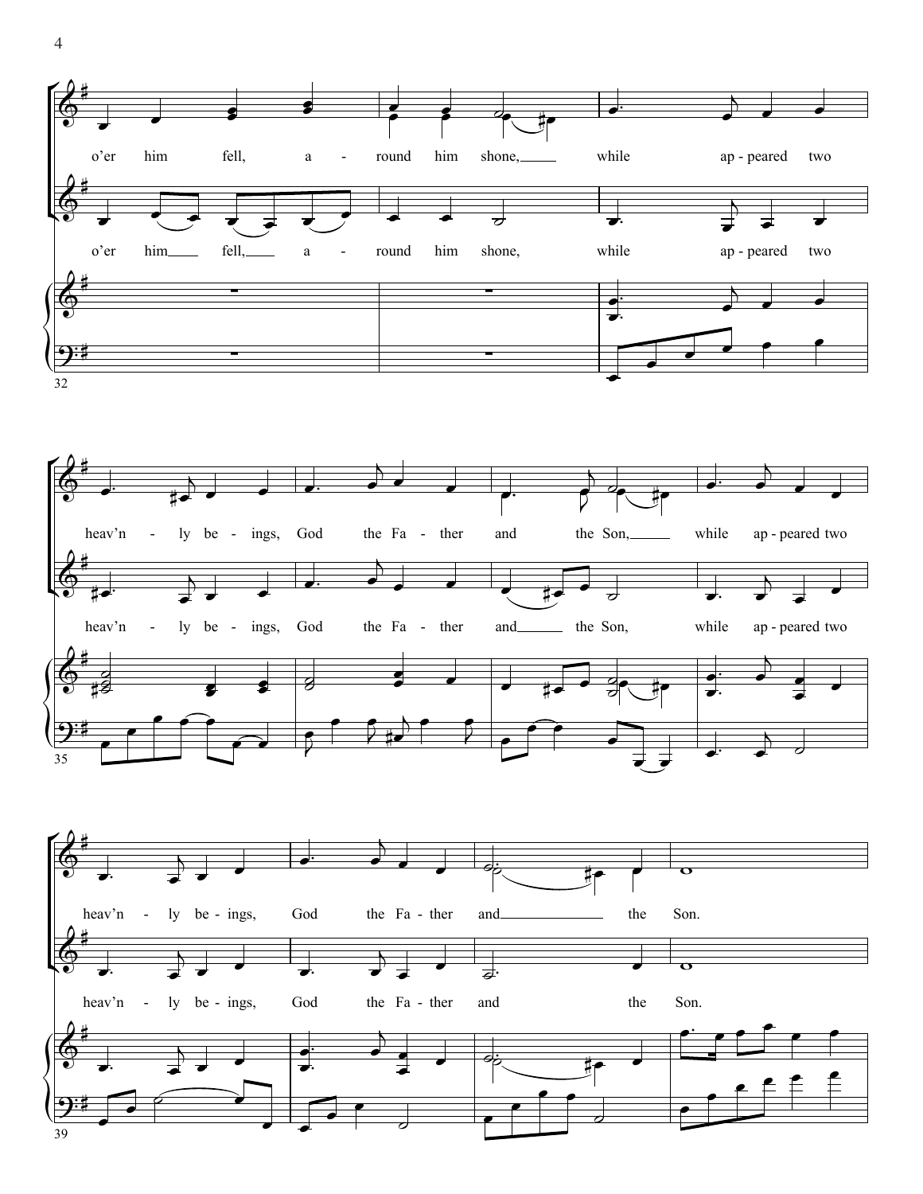o'er him fell, a - round him shone, while ap - peared two

o'er him fell, a - round him shone, while ap - peared two

heav'n - ly be - ings, God the Fa - ther and the Son, while ap - peared two

heav'n - ly be - ings, God the Fa - ther and the Son, while ap - peared two

heav'n - ly be - ings, God the Fa - ther and the Son.

heav'n - ly be - ings, God the Fa - ther and the Son.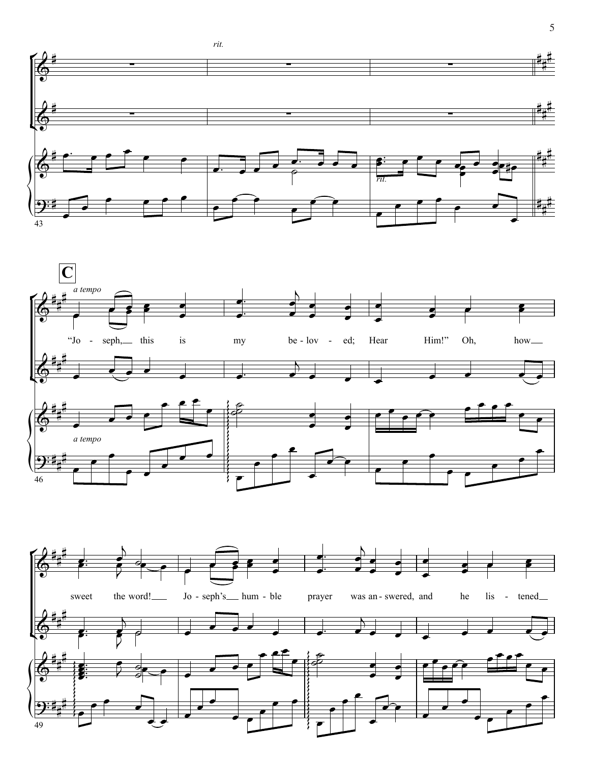*rit.*

**C**

*a tempo*

“Jo - seph, this is my be - lov - ed; Hear Him!” Oh, how sweet the word! Jo - seph’s hum - ble prayer was an - swered, and he lis - tened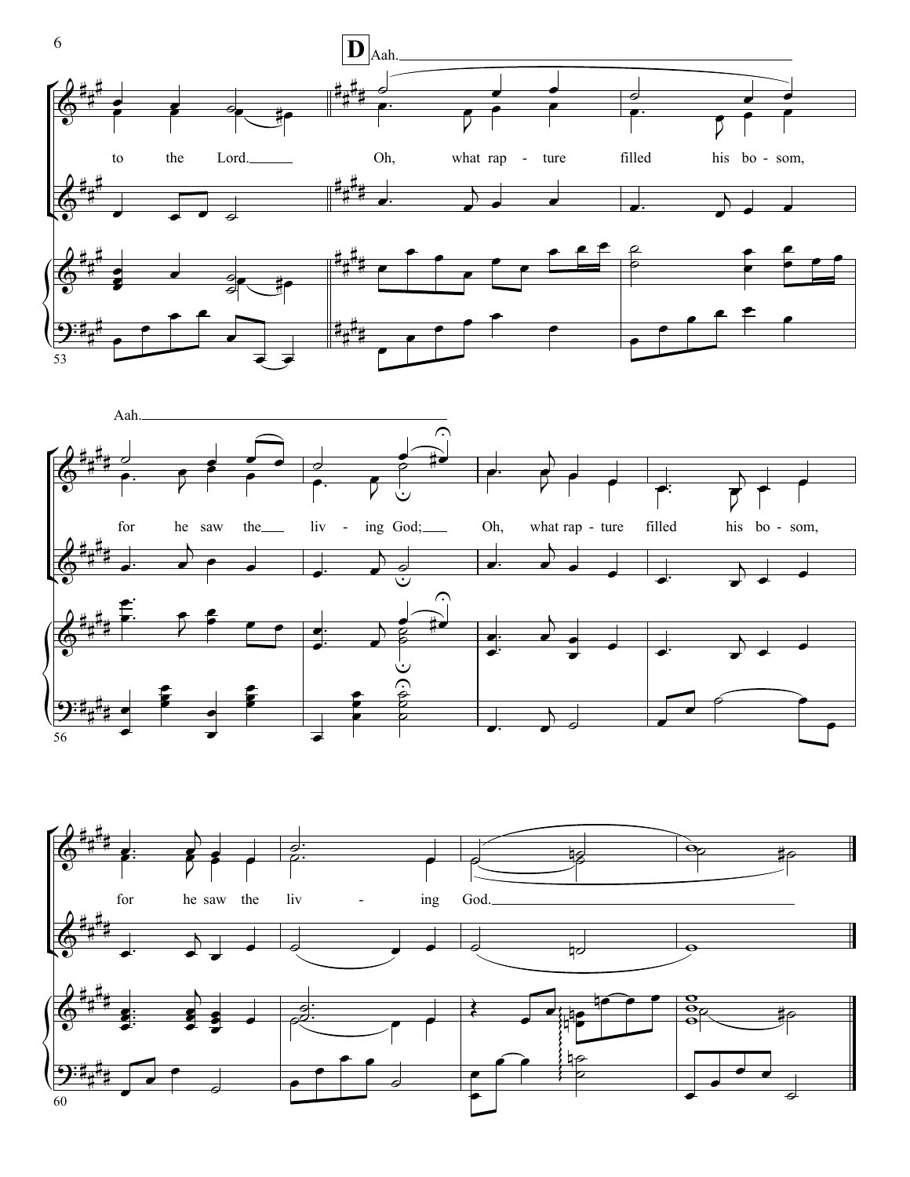D

Aah.

to the Lord. Oh, what rap - ture filled his bo - som,

Aah.

for he saw the liv - ing God; Oh, what rap - ture filled his bo - som,

for he saw the liv - ing God.